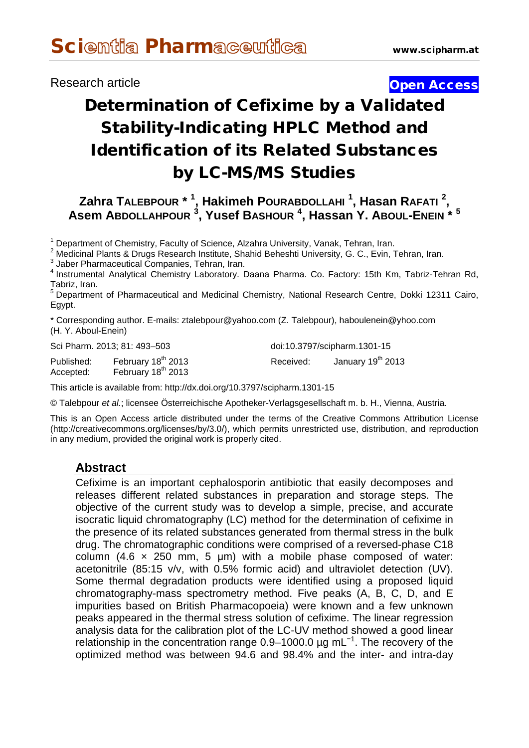Research article

Open Access

# Determination of Cefixime by a Validated Stability-Indicating HPLC Method and Identification of its Related Substances by LC-MS/MS Studies

**Zahra TALEBPOUR * [1], Hakimeh POURABDOLLAHI [1], Hasan RAFATI [2], Asem ABDOLLAHPOUR [3], Yusef BASHOUR [4], Hassan Y. ABOUL-ENEIN * [5]**

[1] Department of Chemistry, Faculty of Science, Alzahra University, Vanak, Tehran, Iran.
[2] Medicinal Plants & Drugs Research Institute, Shahid Beheshti University, G. C., Evin, Tehran, Iran.
[3] Jaber Pharmaceutical Companies, Tehran, Iran.
[4] Instrumental Analytical Chemistry Laboratory. Daana Pharma. Co. Factory: 15th Km, Tabriz-Tehran Rd, Tabriz, Iran.
[5] Department of Pharmaceutical and Medicinal Chemistry, National Research Centre, Dokki 12311 Cairo, Egypt.

* Corresponding author. E-mails: ztalebpour@yahoo.com (Z. Talebpour), haboulenein@yhoo.com (H. Y. Aboul-Enein)

Sci Pharm. 2013; 81: 493–503

doi:10.3797/scipharm.1301-15

Published: February 18th 2013
Accepted: February 18th 2013

Received: January 19th 2013

This article is available from: http://dx.doi.org/10.3797/scipharm.1301-15

© Talebpour *et al.*; licensee Österreichische Apotheker-Verlagsgesellschaft m. b. H., Vienna, Austria.

This is an Open Access article distributed under the terms of the Creative Commons Attribution License (http://creativecommons.org/licenses/by/3.0/), which permits unrestricted use, distribution, and reproduction in any medium, provided the original work is properly cited.

## Abstract

Cefixime is an important cephalosporin antibiotic that easily decomposes and releases different related substances in preparation and storage steps. The objective of the current study was to develop a simple, precise, and accurate isocratic liquid chromatography (LC) method for the determination of cefixime in the presence of its related substances generated from thermal stress in the bulk drug. The chromatographic conditions were comprised of a reversed-phase C18 column (4.6 × 250 mm, 5 µm) with a mobile phase composed of water: acetonitrile (85:15 v/v, with 0.5% formic acid) and ultraviolet detection (UV). Some thermal degradation products were identified using a proposed liquid chromatography-mass spectrometry method. Five peaks (A, B, C, D, and E impurities based on British Pharmacopoeia) were known and a few unknown peaks appeared in the thermal stress solution of cefixime. The linear regression analysis data for the calibration plot of the LC-UV method showed a good linear relationship in the concentration range 0.9–1000.0 µg $mL^{-1}$. The recovery of the optimized method was between 94.6 and 98.4% and the inter- and intra-day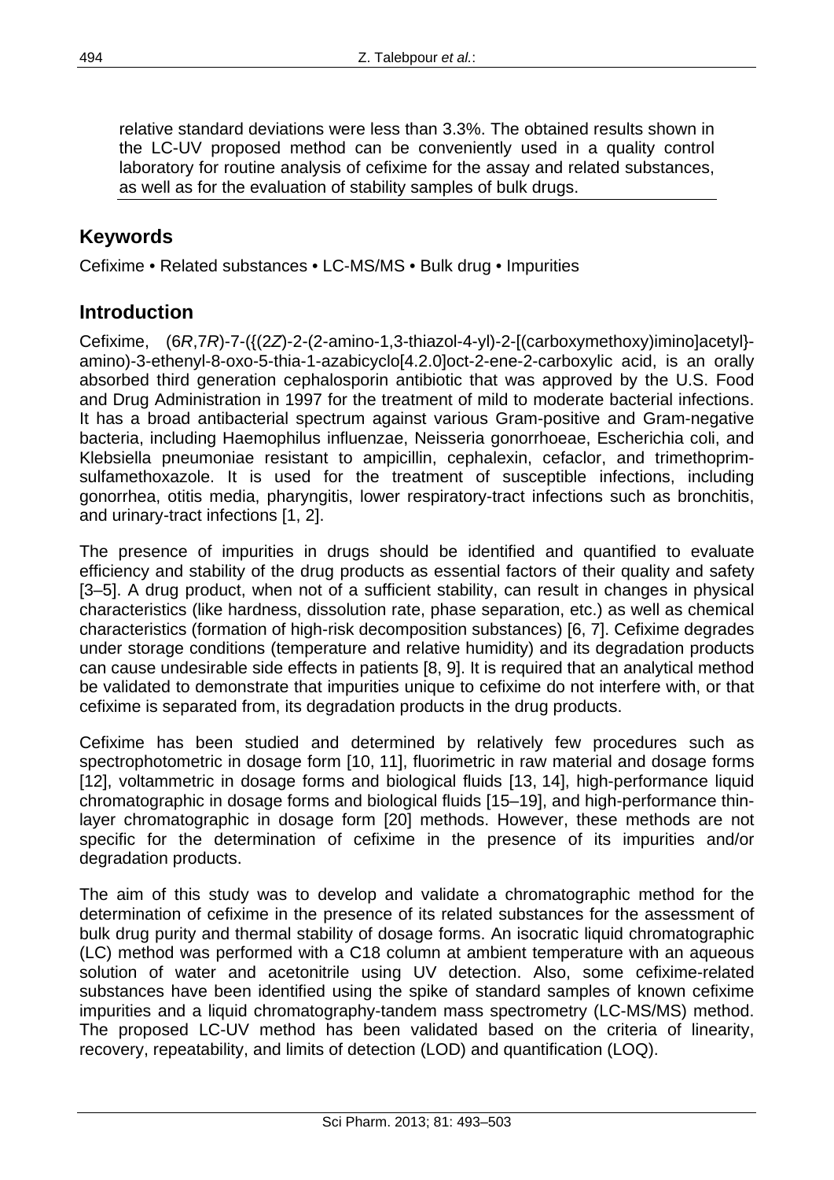relative standard deviations were less than 3.3%. The obtained results shown in the LC-UV proposed method can be conveniently used in a quality control laboratory for routine analysis of cefixime for the assay and related substances, as well as for the evaluation of stability samples of bulk drugs.

## Keywords

Cefixime • Related substances • LC-MS/MS • Bulk drug • Impurities

## Introduction

Cefixime, (6*R*,7*R*)-7-({(2*Z*)-2-(2-amino-1,3-thiazol-4-yl)-2-[(carboxymethoxy)imino]acetyl}-amino)-3-ethenyl-8-oxo-5-thia-1-azabicyclo[4.2.0]oct-2-ene-2-carboxylic acid, is an orally absorbed third generation cephalosporin antibiotic that was approved by the U.S. Food and Drug Administration in 1997 for the treatment of mild to moderate bacterial infections. It has a broad antibacterial spectrum against various Gram-positive and Gram-negative bacteria, including Haemophilus influenzae, Neisseria gonorrhoeae, Escherichia coli, and Klebsiella pneumoniae resistant to ampicillin, cephalexin, cefaclor, and trimethoprim-sulfamethoxazole. It is used for the treatment of susceptible infections, including gonorrhea, otitis media, pharyngitis, lower respiratory-tract infections such as bronchitis, and urinary-tract infections [1, 2].

The presence of impurities in drugs should be identified and quantified to evaluate efficiency and stability of the drug products as essential factors of their quality and safety [3–5]. A drug product, when not of a sufficient stability, can result in changes in physical characteristics (like hardness, dissolution rate, phase separation, etc.) as well as chemical characteristics (formation of high-risk decomposition substances) [6, 7]. Cefixime degrades under storage conditions (temperature and relative humidity) and its degradation products can cause undesirable side effects in patients [8, 9]. It is required that an analytical method be validated to demonstrate that impurities unique to cefixime do not interfere with, or that cefixime is separated from, its degradation products in the drug products.

Cefixime has been studied and determined by relatively few procedures such as spectrophotometric in dosage form [10, 11], fluorimetric in raw material and dosage forms [12], voltammetric in dosage forms and biological fluids [13, 14], high-performance liquid chromatographic in dosage forms and biological fluids [15–19], and high-performance thin-layer chromatographic in dosage form [20] methods. However, these methods are not specific for the determination of cefixime in the presence of its impurities and/or degradation products.

The aim of this study was to develop and validate a chromatographic method for the determination of cefixime in the presence of its related substances for the assessment of bulk drug purity and thermal stability of dosage forms. An isocratic liquid chromatographic (LC) method was performed with a C18 column at ambient temperature with an aqueous solution of water and acetonitrile using UV detection. Also, some cefixime-related substances have been identified using the spike of standard samples of known cefixime impurities and a liquid chromatography-tandem mass spectrometry (LC-MS/MS) method. The proposed LC-UV method has been validated based on the criteria of linearity, recovery, repeatability, and limits of detection (LOD) and quantification (LOQ).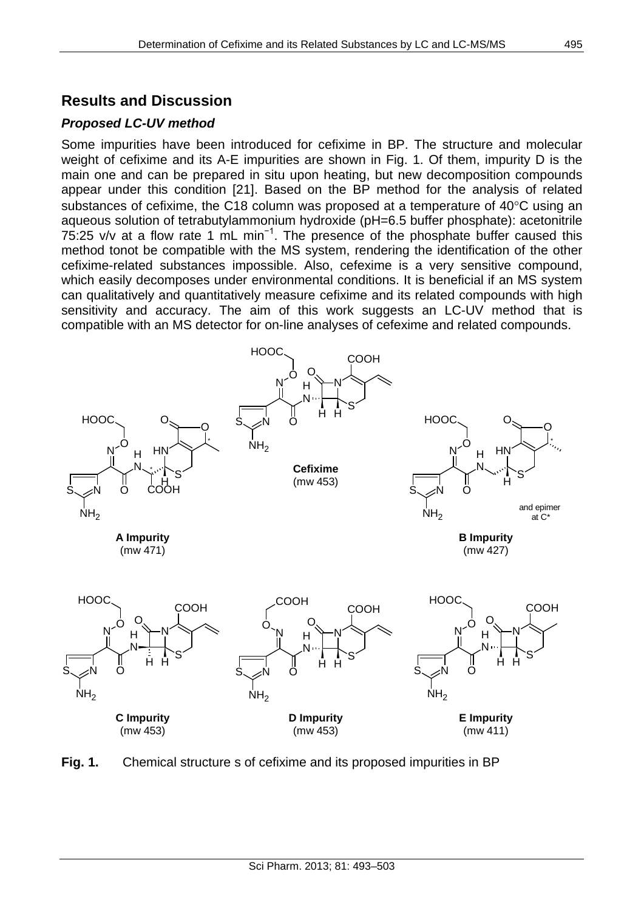## Results and Discussion

### *Proposed LC-UV method*

Some impurities have been introduced for cefixime in BP. The structure and molecular weight of cefixime and its A-E impurities are shown in Fig. 1. Of them, impurity D is the main one and can be prepared in situ upon heating, but new decomposition compounds appear under this condition [21]. Based on the BP method for the analysis of related substances of cefixime, the C18 column was proposed at a temperature of 40°C using an aqueous solution of tetrabutylammonium hydroxide (pH=6.5 buffer phosphate): acetonitrile 75:25 v/v at a flow rate 1 mL $min^{-1}$. The presence of the phosphate buffer caused this method tonot be compatible with the MS system, rendering the identification of the other cefixime-related substances impossible. Also, cefexime is a very sensitive compound, which easily decomposes under environmental conditions. It is beneficial if an MS system can qualitatively and quantitatively measure cefixime and its related compounds with high sensitivity and accuracy. The aim of this work suggests an LC-UV method that is compatible with an MS detector for on-line analyses of cefexime and related compounds.

**Cefixime** (mw 453)

**A Impurity** (mw 471)

**B Impurity** (mw 427) — and epimer at C*

**C Impurity** (mw 453)

**D Impurity** (mw 453)

**E Impurity** (mw 411)

**Fig. 1.** Chemical structure s of cefixime and its proposed impurities in BP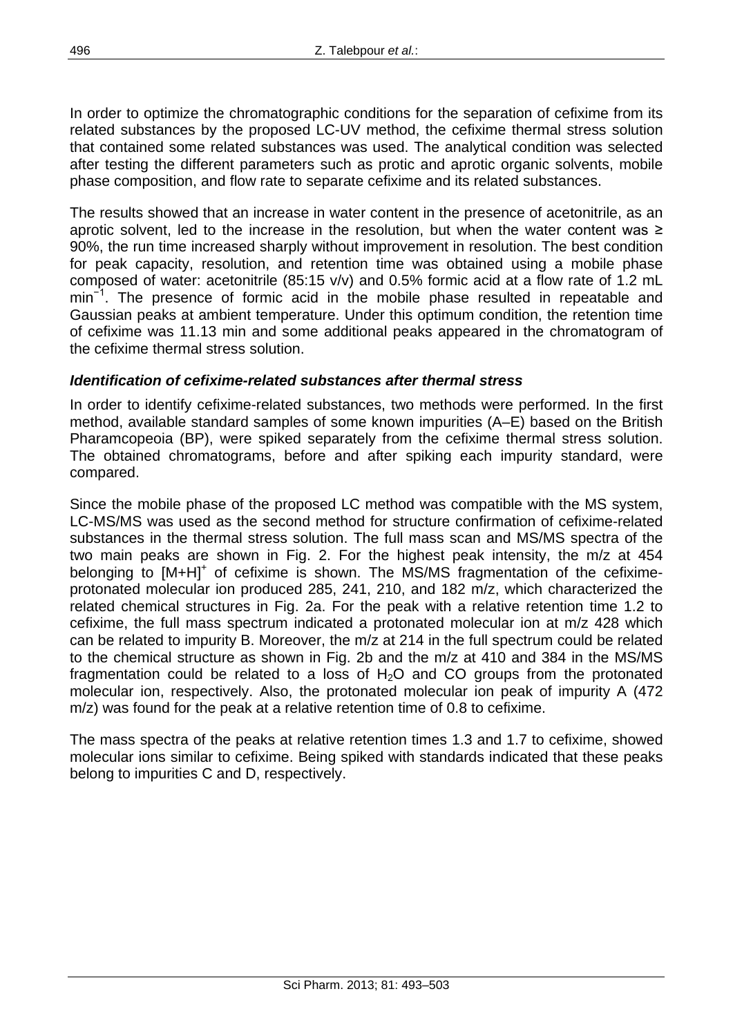In order to optimize the chromatographic conditions for the separation of cefixime from its related substances by the proposed LC-UV method, the cefixime thermal stress solution that contained some related substances was used. The analytical condition was selected after testing the different parameters such as protic and aprotic organic solvents, mobile phase composition, and flow rate to separate cefixime and its related substances.

The results showed that an increase in water content in the presence of acetonitrile, as an aprotic solvent, led to the increase in the resolution, but when the water content was ≥ 90%, the run time increased sharply without improvement in resolution. The best condition for peak capacity, resolution, and retention time was obtained using a mobile phase composed of water: acetonitrile (85:15 v/v) and 0.5% formic acid at a flow rate of 1.2 mL $min^{-1}$. The presence of formic acid in the mobile phase resulted in repeatable and Gaussian peaks at ambient temperature. Under this optimum condition, the retention time of cefixime was 11.13 min and some additional peaks appeared in the chromatogram of the cefixime thermal stress solution.

### *Identification of cefixime-related substances after thermal stress*

In order to identify cefixime-related substances, two methods were performed. In the first method, available standard samples of some known impurities (A–E) based on the British Pharamcopeoia (BP), were spiked separately from the cefixime thermal stress solution. The obtained chromatograms, before and after spiking each impurity standard, were compared.

Since the mobile phase of the proposed LC method was compatible with the MS system, LC-MS/MS was used as the second method for structure confirmation of cefixime-related substances in the thermal stress solution. The full mass scan and MS/MS spectra of the two main peaks are shown in Fig. 2. For the highest peak intensity, the m/z at 454 belonging to $[M+H]^+$ of cefixime is shown. The MS/MS fragmentation of the cefixime-protonated molecular ion produced 285, 241, 210, and 182 m/z, which characterized the related chemical structures in Fig. 2a. For the peak with a relative retention time 1.2 to cefixime, the full mass spectrum indicated a protonated molecular ion at m/z 428 which can be related to impurity B. Moreover, the m/z at 214 in the full spectrum could be related to the chemical structure as shown in Fig. 2b and the m/z at 410 and 384 in the MS/MS fragmentation could be related to a loss of $H_2O$ and CO groups from the protonated molecular ion, respectively. Also, the protonated molecular ion peak of impurity A (472 m/z) was found for the peak at a relative retention time of 0.8 to cefixime.

The mass spectra of the peaks at relative retention times 1.3 and 1.7 to cefixime, showed molecular ions similar to cefixime. Being spiked with standards indicated that these peaks belong to impurities C and D, respectively.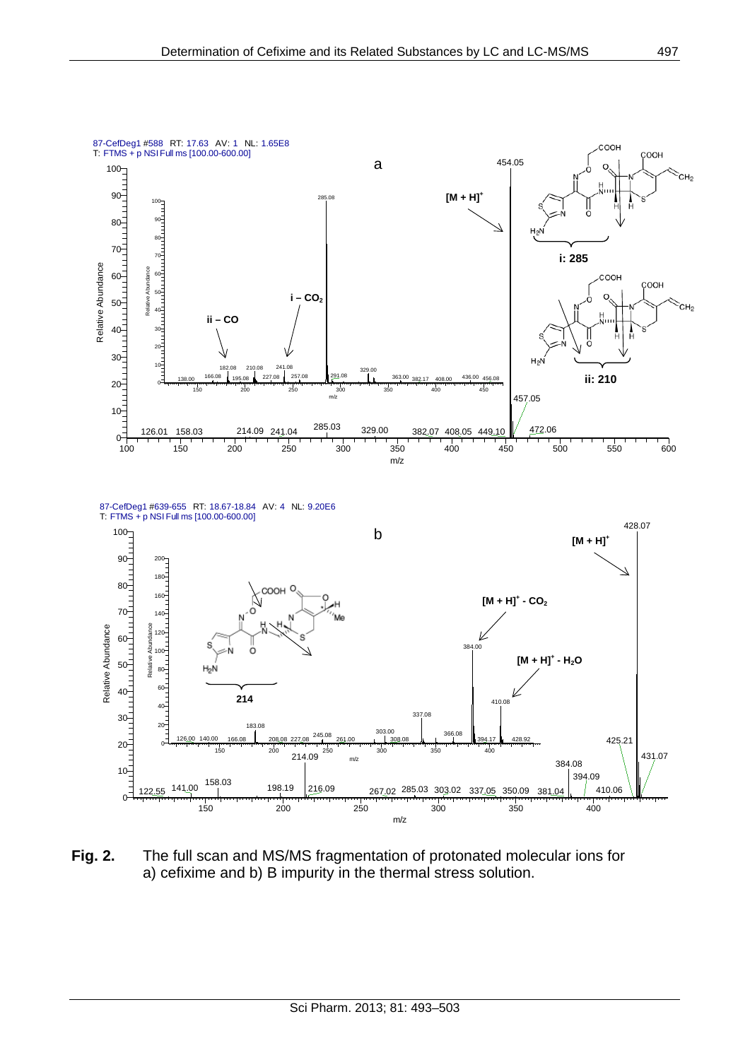**Fig. 2.** The full scan and MS/MS fragmentation of protonated molecular ions for a) cefixime and b) B impurity in the thermal stress solution.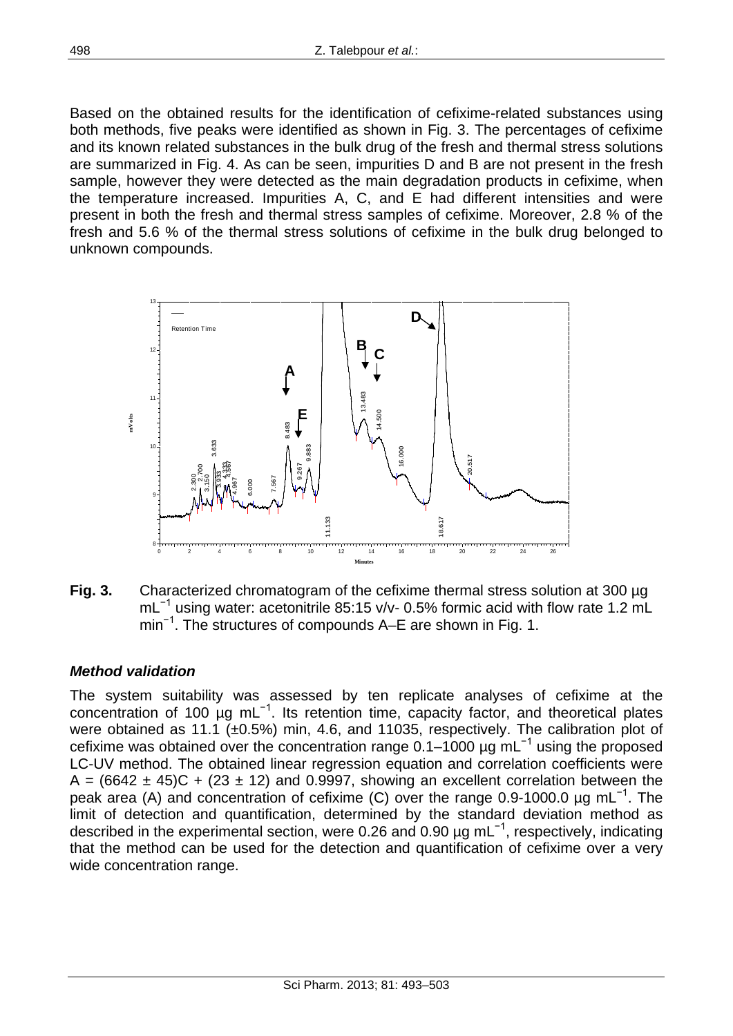Based on the obtained results for the identification of cefixime-related substances using both methods, five peaks were identified as shown in Fig. 3. The percentages of cefixime and its known related substances in the bulk drug of the fresh and thermal stress solutions are summarized in Fig. 4. As can be seen, impurities D and B are not present in the fresh sample, however they were detected as the main degradation products in cefixime, when the temperature increased. Impurities A, C, and E had different intensities and were present in both the fresh and thermal stress samples of cefixime. Moreover, 2.8 % of the fresh and 5.6 % of the thermal stress solutions of cefixime in the bulk drug belonged to unknown compounds.

**Fig. 3.** Characterized chromatogram of the cefixime thermal stress solution at 300 µg mL$^{-1}$ using water: acetonitrile 85:15 v/v- 0.5% formic acid with flow rate 1.2 mL min$^{-1}$. The structures of compounds A–E are shown in Fig. 1.

### *Method validation*

The system suitability was assessed by ten replicate analyses of cefixime at the concentration of 100 µg mL$^{-1}$. Its retention time, capacity factor, and theoretical plates were obtained as 11.1 (±0.5%) min, 4.6, and 11035, respectively. The calibration plot of cefixime was obtained over the concentration range 0.1–1000 µg mL$^{-1}$ using the proposed LC-UV method. The obtained linear regression equation and correlation coefficients were $A = (6642 \pm 45)C + (23 \pm 12)$ and 0.9997, showing an excellent correlation between the peak area (A) and concentration of cefixime (C) over the range 0.9-1000.0 µg mL$^{-1}$. The limit of detection and quantification, determined by the standard deviation method as described in the experimental section, were 0.26 and 0.90 µg mL$^{-1}$, respectively, indicating that the method can be used for the detection and quantification of cefixime over a very wide concentration range.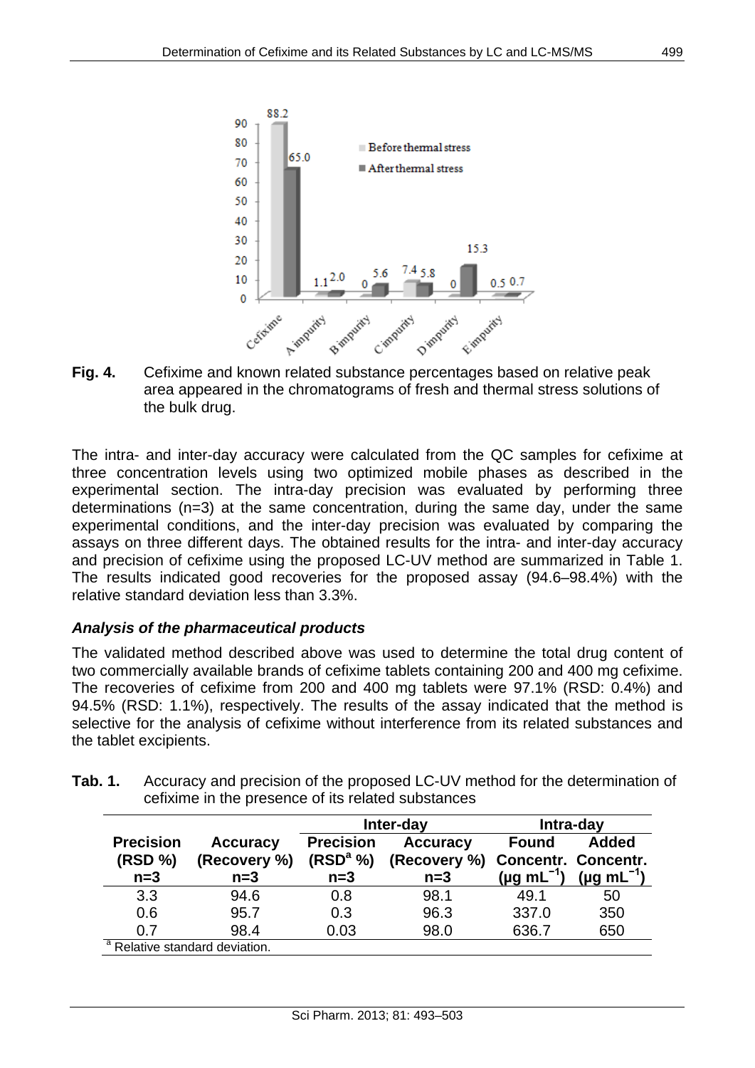**Fig. 4.** Cefixime and known related substance percentages based on relative peak area appeared in the chromatograms of fresh and thermal stress solutions of the bulk drug.

The intra- and inter-day accuracy were calculated from the QC samples for cefixime at three concentration levels using two optimized mobile phases as described in the experimental section. The intra-day precision was evaluated by performing three determinations (n=3) at the same concentration, during the same day, under the same experimental conditions, and the inter-day precision was evaluated by comparing the assays on three different days. The obtained results for the intra- and inter-day accuracy and precision of cefixime using the proposed LC-UV method are summarized in Table 1. The results indicated good recoveries for the proposed assay (94.6–98.4%) with the relative standard deviation less than 3.3%.

### *Analysis of the pharmaceutical products*

The validated method described above was used to determine the total drug content of two commercially available brands of cefixime tablets containing 200 and 400 mg cefixime. The recoveries of cefixime from 200 and 400 mg tablets were 97.1% (RSD: 0.4%) and 94.5% (RSD: 1.1%), respectively. The results of the assay indicated that the method is selective for the analysis of cefixime without interference from its related substances and the tablet excipients.

**Tab. 1.** Accuracy and precision of the proposed LC-UV method for the determination of cefixime in the presence of its related substances

| | | Inter-day | | Intra-day | |
|---|---|---|---|---|---|
| **Precision (RSD %) n=3** | **Accuracy (Recovery %) n=3** | **Precision (RSD[a] %) n=3** | **Accuracy (Recovery %) n=3** | **Found Concentr. (μg mL$^{-1}$)** | **Added Concentr. (μg mL$^{-1}$)** |
| 3.3 | 94.6 | 0.8 | 98.1 | 49.1 | 50 |
| 0.6 | 95.7 | 0.3 | 96.3 | 337.0 | 350 |
| 0.7 | 98.4 | 0.03 | 98.0 | 636.7 | 650 |

[a] Relative standard deviation.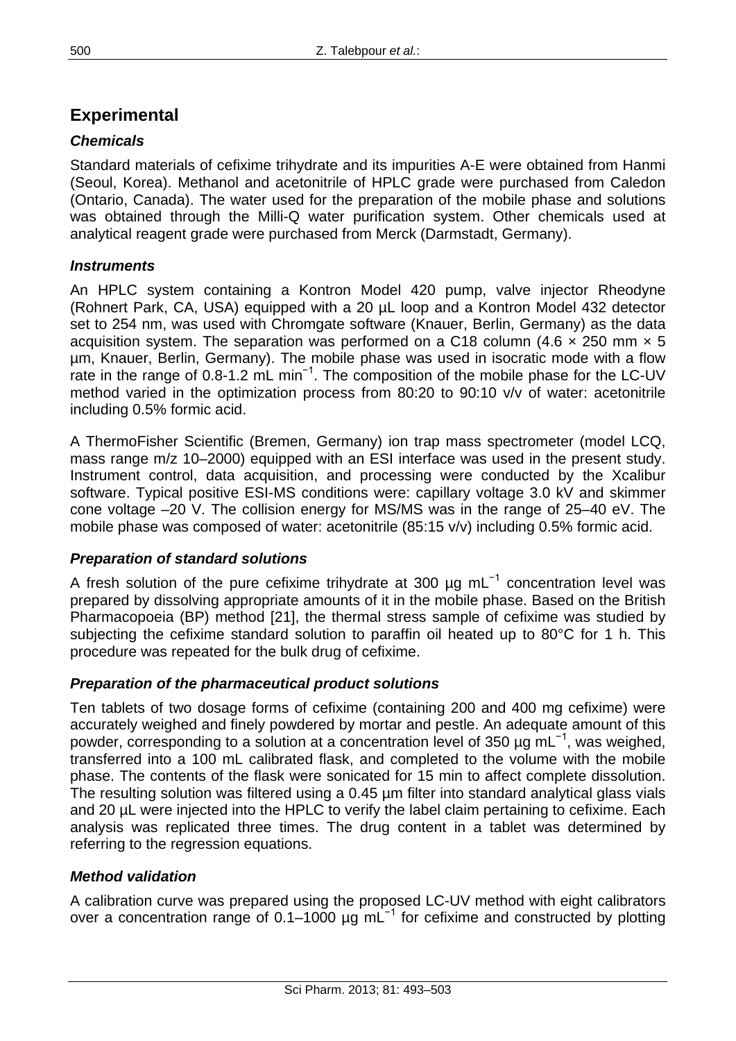## Experimental

### *Chemicals*

Standard materials of cefixime trihydrate and its impurities A-E were obtained from Hanmi (Seoul, Korea). Methanol and acetonitrile of HPLC grade were purchased from Caledon (Ontario, Canada). The water used for the preparation of the mobile phase and solutions was obtained through the Milli-Q water purification system. Other chemicals used at analytical reagent grade were purchased from Merck (Darmstadt, Germany).

### *Instruments*

An HPLC system containing a Kontron Model 420 pump, valve injector Rheodyne (Rohnert Park, CA, USA) equipped with a 20 µL loop and a Kontron Model 432 detector set to 254 nm, was used with Chromgate software (Knauer, Berlin, Germany) as the data acquisition system. The separation was performed on a C18 column (4.6 × 250 mm × 5 µm, Knauer, Berlin, Germany). The mobile phase was used in isocratic mode with a flow rate in the range of 0.8-1.2 mL $min^{-1}$. The composition of the mobile phase for the LC-UV method varied in the optimization process from 80:20 to 90:10 v/v of water: acetonitrile including 0.5% formic acid.

A ThermoFisher Scientific (Bremen, Germany) ion trap mass spectrometer (model LCQ, mass range m/z 10–2000) equipped with an ESI interface was used in the present study. Instrument control, data acquisition, and processing were conducted by the Xcalibur software. Typical positive ESI-MS conditions were: capillary voltage 3.0 kV and skimmer cone voltage –20 V. The collision energy for MS/MS was in the range of 25–40 eV. The mobile phase was composed of water: acetonitrile (85:15 v/v) including 0.5% formic acid.

### *Preparation of standard solutions*

A fresh solution of the pure cefixime trihydrate at 300 µg $mL^{-1}$ concentration level was prepared by dissolving appropriate amounts of it in the mobile phase. Based on the British Pharmacopoeia (BP) method [21], the thermal stress sample of cefixime was studied by subjecting the cefixime standard solution to paraffin oil heated up to 80°C for 1 h. This procedure was repeated for the bulk drug of cefixime.

### *Preparation of the pharmaceutical product solutions*

Ten tablets of two dosage forms of cefixime (containing 200 and 400 mg cefixime) were accurately weighed and finely powdered by mortar and pestle. An adequate amount of this powder, corresponding to a solution at a concentration level of 350 µg $mL^{-1}$, was weighed, transferred into a 100 mL calibrated flask, and completed to the volume with the mobile phase. The contents of the flask were sonicated for 15 min to affect complete dissolution. The resulting solution was filtered using a 0.45 µm filter into standard analytical glass vials and 20 µL were injected into the HPLC to verify the label claim pertaining to cefixime. Each analysis was replicated three times. The drug content in a tablet was determined by referring to the regression equations.

### *Method validation*

A calibration curve was prepared using the proposed LC-UV method with eight calibrators over a concentration range of 0.1–1000 µg $mL^{-1}$ for cefixime and constructed by plotting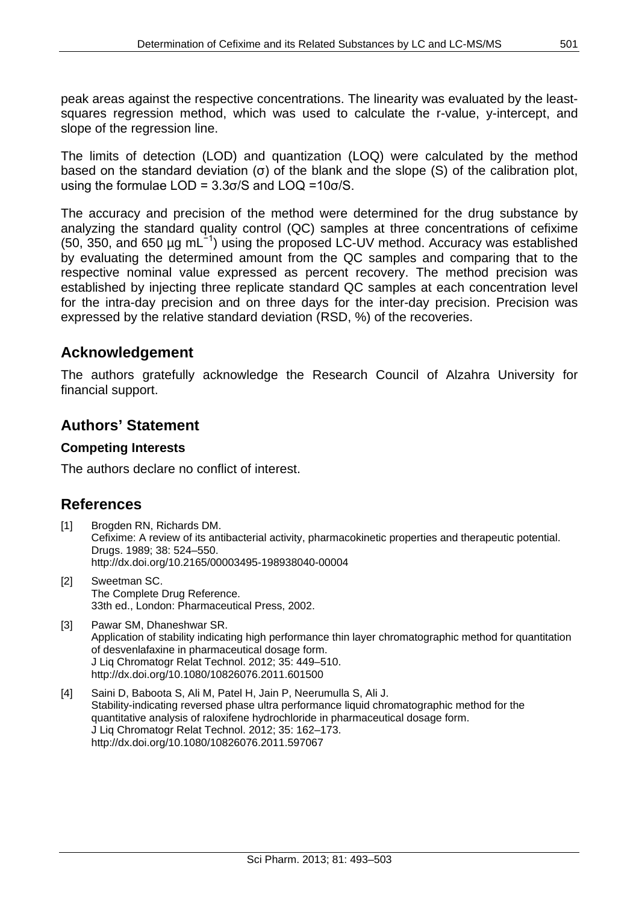peak areas against the respective concentrations. The linearity was evaluated by the least-squares regression method, which was used to calculate the r-value, y-intercept, and slope of the regression line.

The limits of detection (LOD) and quantization (LOQ) were calculated by the method based on the standard deviation (σ) of the blank and the slope (S) of the calibration plot, using the formulae $LOD = 3.3\sigma/S$ and $LOQ = 10\sigma/S$.

The accuracy and precision of the method were determined for the drug substance by analyzing the standard quality control (QC) samples at three concentrations of cefixime (50, 350, and 650 µg $mL^{-1}$) using the proposed LC-UV method. Accuracy was established by evaluating the determined amount from the QC samples and comparing that to the respective nominal value expressed as percent recovery. The method precision was established by injecting three replicate standard QC samples at each concentration level for the intra-day precision and on three days for the inter-day precision. Precision was expressed by the relative standard deviation (RSD, %) of the recoveries.

## Acknowledgement

The authors gratefully acknowledge the Research Council of Alzahra University for financial support.

## Authors' Statement

### Competing Interests

The authors declare no conflict of interest.

## References

[1] Brogden RN, Richards DM.
Cefixime: A review of its antibacterial activity, pharmacokinetic properties and therapeutic potential.
Drugs. 1989; 38: 524–550.
http://dx.doi.org/10.2165/00003495-198938040-00004

[2] Sweetman SC.
The Complete Drug Reference.
33th ed., London: Pharmaceutical Press, 2002.

[3] Pawar SM, Dhaneshwar SR.
Application of stability indicating high performance thin layer chromatographic method for quantitation of desvenlafaxine in pharmaceutical dosage form.
J Liq Chromatogr Relat Technol. 2012; 35: 449–510.
http://dx.doi.org/10.1080/10826076.2011.601500

[4] Saini D, Baboota S, Ali M, Patel H, Jain P, Neerumulla S, Ali J.
Stability-indicating reversed phase ultra performance liquid chromatographic method for the quantitative analysis of raloxifene hydrochloride in pharmaceutical dosage form.
J Liq Chromatogr Relat Technol. 2012; 35: 162–173.
http://dx.doi.org/10.1080/10826076.2011.597067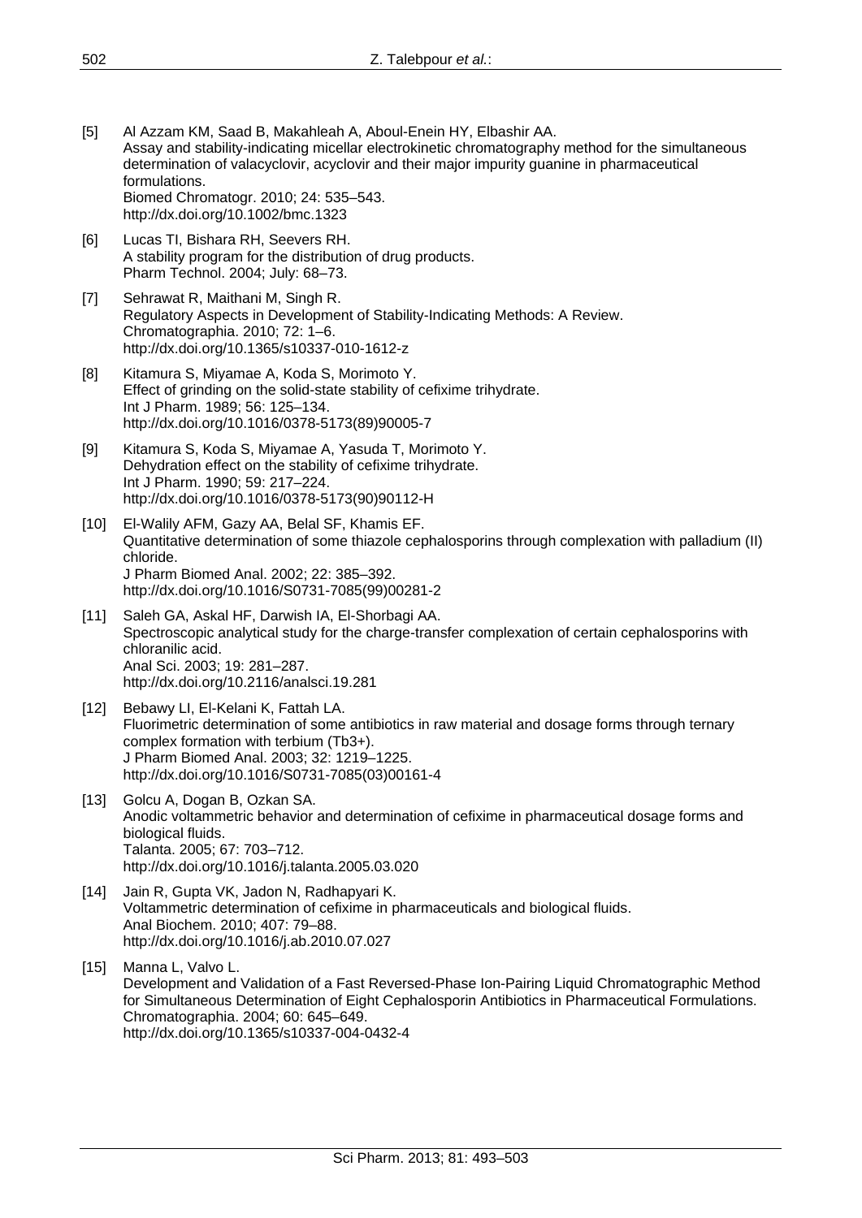[5] Al Azzam KM, Saad B, Makahleah A, Aboul-Enein HY, Elbashir AA.
Assay and stability-indicating micellar electrokinetic chromatography method for the simultaneous determination of valacyclovir, acyclovir and their major impurity guanine in pharmaceutical formulations.
Biomed Chromatogr. 2010; 24: 535–543.
http://dx.doi.org/10.1002/bmc.1323

[6] Lucas TI, Bishara RH, Seevers RH.
A stability program for the distribution of drug products.
Pharm Technol. 2004; July: 68–73.

[7] Sehrawat R, Maithani M, Singh R.
Regulatory Aspects in Development of Stability-Indicating Methods: A Review.
Chromatographia. 2010; 72: 1–6.
http://dx.doi.org/10.1365/s10337-010-1612-z

[8] Kitamura S, Miyamae A, Koda S, Morimoto Y.
Effect of grinding on the solid-state stability of cefixime trihydrate.
Int J Pharm. 1989; 56: 125–134.
http://dx.doi.org/10.1016/0378-5173(89)90005-7

[9] Kitamura S, Koda S, Miyamae A, Yasuda T, Morimoto Y.
Dehydration effect on the stability of cefixime trihydrate.
Int J Pharm. 1990; 59: 217–224.
http://dx.doi.org/10.1016/0378-5173(90)90112-H

[10] El-Walily AFM, Gazy AA, Belal SF, Khamis EF.
Quantitative determination of some thiazole cephalosporins through complexation with palladium (II) chloride.
J Pharm Biomed Anal. 2002; 22: 385–392.
http://dx.doi.org/10.1016/S0731-7085(99)00281-2

[11] Saleh GA, Askal HF, Darwish IA, El-Shorbagi AA.
Spectroscopic analytical study for the charge-transfer complexation of certain cephalosporins with chloranilic acid.
Anal Sci. 2003; 19: 281–287.
http://dx.doi.org/10.2116/analsci.19.281

[12] Bebawy LI, El-Kelani K, Fattah LA.
Fluorimetric determination of some antibiotics in raw material and dosage forms through ternary complex formation with terbium ($Tb^{3+}$).
J Pharm Biomed Anal. 2003; 32: 1219–1225.
http://dx.doi.org/10.1016/S0731-7085(03)00161-4

[13] Golcu A, Dogan B, Ozkan SA.
Anodic voltammetric behavior and determination of cefixime in pharmaceutical dosage forms and biological fluids.
Talanta. 2005; 67: 703–712.
http://dx.doi.org/10.1016/j.talanta.2005.03.020

[14] Jain R, Gupta VK, Jadon N, Radhapyari K.
Voltammetric determination of cefixime in pharmaceuticals and biological fluids.
Anal Biochem. 2010; 407: 79–88.
http://dx.doi.org/10.1016/j.ab.2010.07.027

[15] Manna L, Valvo L.
Development and Validation of a Fast Reversed-Phase Ion-Pairing Liquid Chromatographic Method for Simultaneous Determination of Eight Cephalosporin Antibiotics in Pharmaceutical Formulations.
Chromatographia. 2004; 60: 645–649.
http://dx.doi.org/10.1365/s10337-004-0432-4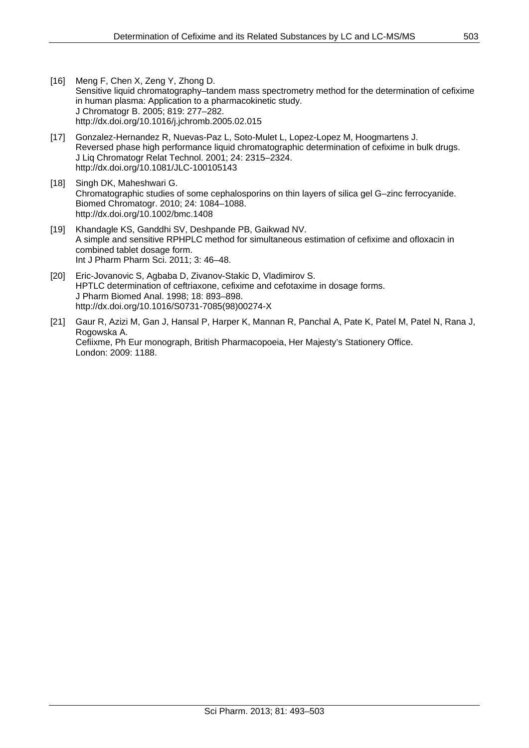[16] Meng F, Chen X, Zeng Y, Zhong D.
Sensitive liquid chromatography–tandem mass spectrometry method for the determination of cefixime in human plasma: Application to a pharmacokinetic study.
J Chromatogr B. 2005; 819: 277–282.
http://dx.doi.org/10.1016/j.jchromb.2005.02.015

[17] Gonzalez-Hernandez R, Nuevas-Paz L, Soto-Mulet L, Lopez-Lopez M, Hoogmartens J.
Reversed phase high performance liquid chromatographic determination of cefixime in bulk drugs.
J Liq Chromatogr Relat Technol. 2001; 24: 2315–2324.
http://dx.doi.org/10.1081/JLC-100105143

[18] Singh DK, Maheshwari G.
Chromatographic studies of some cephalosporins on thin layers of silica gel G–zinc ferrocyanide.
Biomed Chromatogr. 2010; 24: 1084–1088.
http://dx.doi.org/10.1002/bmc.1408

[19] Khandagle KS, Ganddhi SV, Deshpande PB, Gaikwad NV.
A simple and sensitive RPHPLC method for simultaneous estimation of cefixime and ofloxacin in combined tablet dosage form.
Int J Pharm Pharm Sci. 2011; 3: 46–48.

[20] Eric-Jovanovic S, Agbaba D, Zivanov-Stakic D, Vladimirov S.
HPTLC determination of ceftriaxone, cefixime and cefotaxime in dosage forms.
J Pharm Biomed Anal. 1998; 18: 893–898.
http://dx.doi.org/10.1016/S0731-7085(98)00274-X

[21] Gaur R, Azizi M, Gan J, Hansal P, Harper K, Mannan R, Panchal A, Pate K, Patel M, Patel N, Rana J, Rogowska A.
Cefiixme, Ph Eur monograph, British Pharmacopoeia, Her Majesty's Stationery Office.
London: 2009: 1188.